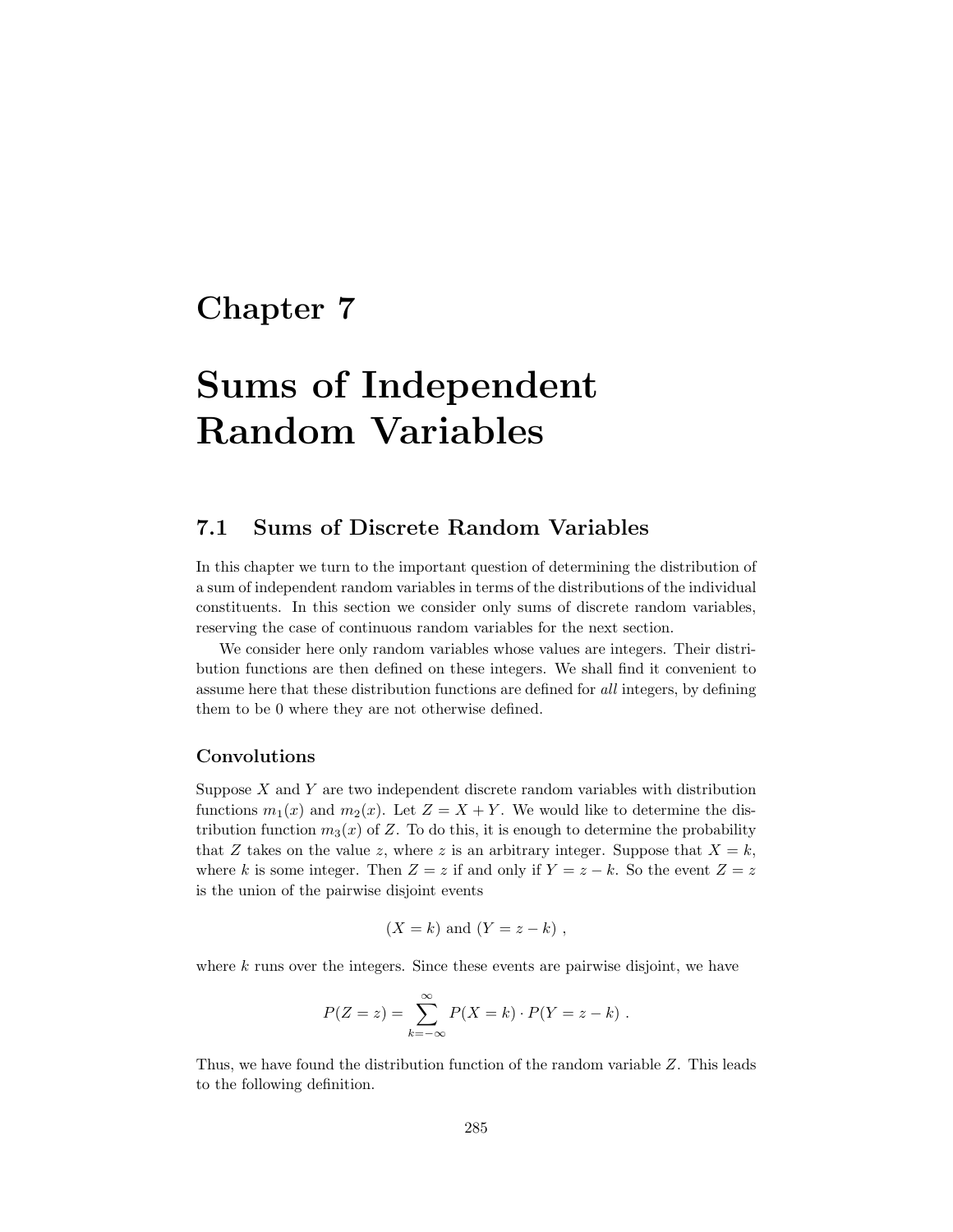# Chapter 7

# Sums of Independent Random Variables

## 7.1 Sums of Discrete Random Variables

In this chapter we turn to the important question of determining the distribution of a sum of independent random variables in terms of the distributions of the individual constituents. In this section we consider only sums of discrete random variables, reserving the case of continuous random variables for the next section.

We consider here only random variables whose values are integers. Their distribution functions are then defined on these integers. We shall find it convenient to assume here that these distribution functions are defined for *all* integers, by defining them to be 0 where they are not otherwise defined.

### Convolutions

Suppose $X$ and $Y$ are two independent discrete random variables with distribution functions $m_1(x)$ and $m_2(x)$. Let $Z = X + Y$. We would like to determine the distribution function $m_3(x)$ of $Z$. To do this, it is enough to determine the probability that $Z$ takes on the value $z$, where $z$ is an arbitrary integer. Suppose that $X = k$, where $k$ is some integer. Then $Z = z$ if and only if $Y = z - k$. So the event $Z = z$ is the union of the pairwise disjoint events

$$(X = k) \text{ and } (Y = z - k) ,$$

where $k$ runs over the integers. Since these events are pairwise disjoint, we have

$$P(Z = z) = \sum_{k=-\infty}^{\infty} P(X = k) \cdot P(Y = z - k) .$$

Thus, we have found the distribution function of the random variable $Z$. This leads to the following definition.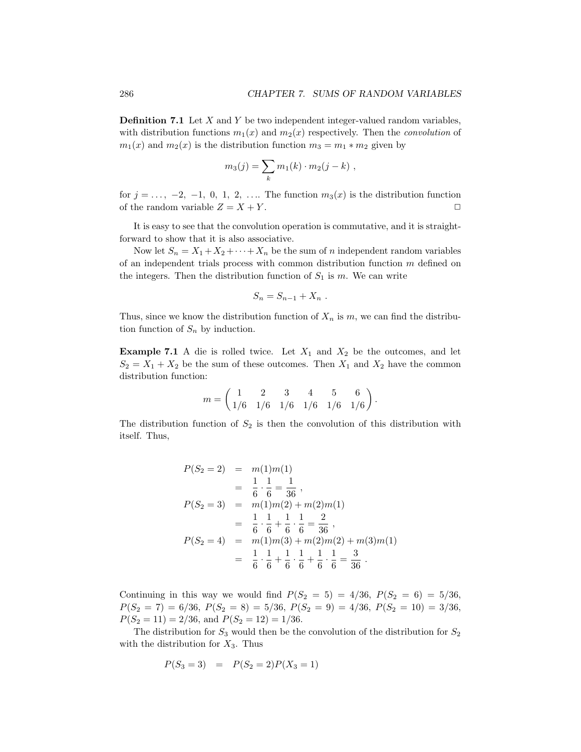**Definition 7.1** Let $X$ and $Y$ be two independent integer-valued random variables, with distribution functions $m_1(x)$ and $m_2(x)$ respectively. Then the *convolution* of $m_1(x)$ and $m_2(x)$ is the distribution function $m_3 = m_1 * m_2$ given by

$$m_3(j) = \sum_k m_1(k) \cdot m_2(j-k) \ ,$$

for $j = \ldots,\ -2,\ -1,\ 0,\ 1,\ 2,\ \ldots$. The function $m_3(x)$ is the distribution function of the random variable $Z = X + Y$. □

It is easy to see that the convolution operation is commutative, and it is straightforward to show that it is also associative.

Now let $S_n = X_1 + X_2 + \cdots + X_n$ be the sum of $n$ independent random variables of an independent trials process with common distribution function $m$ defined on the integers. Then the distribution function of $S_1$ is $m$. We can write

$$S_n = S_{n-1} + X_n \ .$$

Thus, since we know the distribution function of $X_n$ is $m$, we can find the distribution function of $S_n$ by induction.

**Example 7.1** A die is rolled twice. Let $X_1$ and $X_2$ be the outcomes, and let $S_2 = X_1 + X_2$ be the sum of these outcomes. Then $X_1$ and $X_2$ have the common distribution function:

$$m = \begin{pmatrix} 1 & 2 & 3 & 4 & 5 & 6 \\ 1/6 & 1/6 & 1/6 & 1/6 & 1/6 & 1/6 \end{pmatrix}.$$

The distribution function of $S_2$ is then the convolution of this distribution with itself. Thus,

$$\begin{aligned}
P(S_2 = 2) &= m(1)m(1) \\
&= \frac{1}{6} \cdot \frac{1}{6} = \frac{1}{36} \ , \\
P(S_2 = 3) &= m(1)m(2) + m(2)m(1) \\
&= \frac{1}{6} \cdot \frac{1}{6} + \frac{1}{6} \cdot \frac{1}{6} = \frac{2}{36} \ , \\
P(S_2 = 4) &= m(1)m(3) + m(2)m(2) + m(3)m(1) \\
&= \frac{1}{6} \cdot \frac{1}{6} + \frac{1}{6} \cdot \frac{1}{6} + \frac{1}{6} \cdot \frac{1}{6} = \frac{3}{36} \ .
\end{aligned}$$

Continuing in this way we would find $P(S_2 = 5) = 4/36$, $P(S_2 = 6) = 5/36$, $P(S_2 = 7) = 6/36$, $P(S_2 = 8) = 5/36$, $P(S_2 = 9) = 4/36$, $P(S_2 = 10) = 3/36$, $P(S_2 = 11) = 2/36$, and $P(S_2 = 12) = 1/36$.

The distribution for $S_3$ would then be the convolution of the distribution for $S_2$ with the distribution for $X_3$. Thus

$$P(S_3 = 3) = P(S_2 = 2)P(X_3 = 1)$$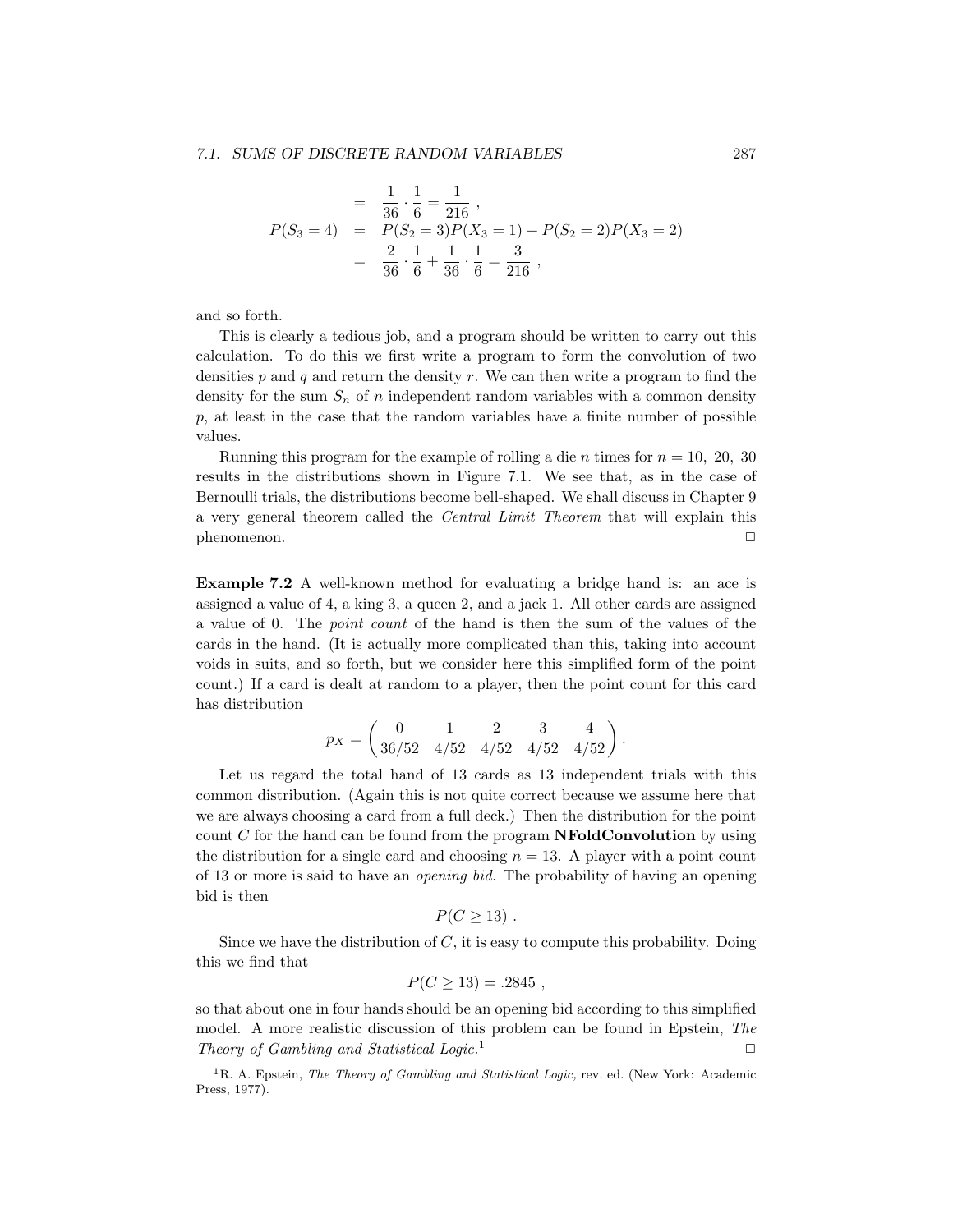$$
\begin{aligned}
&= \frac{1}{36} \cdot \frac{1}{6} = \frac{1}{216}\ , \\
P(S_3 = 4) &= P(S_2 = 3)P(X_3 = 1) + P(S_2 = 2)P(X_3 = 2) \\
&= \frac{2}{36} \cdot \frac{1}{6} + \frac{1}{36} \cdot \frac{1}{6} = \frac{3}{216}\ ,
\end{aligned}
$$

and so forth.

This is clearly a tedious job, and a program should be written to carry out this calculation. To do this we first write a program to form the convolution of two densities $p$ and $q$ and return the density $r$. We can then write a program to find the density for the sum $S_n$ of $n$ independent random variables with a common density $p$, at least in the case that the random variables have a finite number of possible values.

Running this program for the example of rolling a die $n$ times for $n = 10,\ 20,\ 30$ results in the distributions shown in Figure 7.1. We see that, as in the case of Bernoulli trials, the distributions become bell-shaped. We shall discuss in Chapter 9 a very general theorem called the *Central Limit Theorem* that will explain this phenomenon. □

**Example 7.2** A well-known method for evaluating a bridge hand is: an ace is assigned a value of 4, a king 3, a queen 2, and a jack 1. All other cards are assigned a value of 0. The *point count* of the hand is then the sum of the values of the cards in the hand. (It is actually more complicated than this, taking into account voids in suits, and so forth, but we consider here this simplified form of the point count.) If a card is dealt at random to a player, then the point count for this card has distribution

$$
p_X = \begin{pmatrix} 0 & 1 & 2 & 3 & 4 \\ 36/52 & 4/52 & 4/52 & 4/52 & 4/52 \end{pmatrix} .
$$

Let us regard the total hand of 13 cards as 13 independent trials with this common distribution. (Again this is not quite correct because we assume here that we are always choosing a card from a full deck.) Then the distribution for the point count $C$ for the hand can be found from the program **NFoldConvolution** by using the distribution for a single card and choosing $n = 13$. A player with a point count of 13 or more is said to have an *opening bid.* The probability of having an opening bid is then

$$
P(C \geq 13)\ .
$$

Since we have the distribution of $C$, it is easy to compute this probability. Doing this we find that

$$
P(C \geq 13) = .2845\ ,
$$

so that about one in four hands should be an opening bid according to this simplified model. A more realistic discussion of this problem can be found in Epstein, *The Theory of Gambling and Statistical Logic.*[1] □

[1] R. A. Epstein, *The Theory of Gambling and Statistical Logic,* rev. ed. (New York: Academic Press, 1977).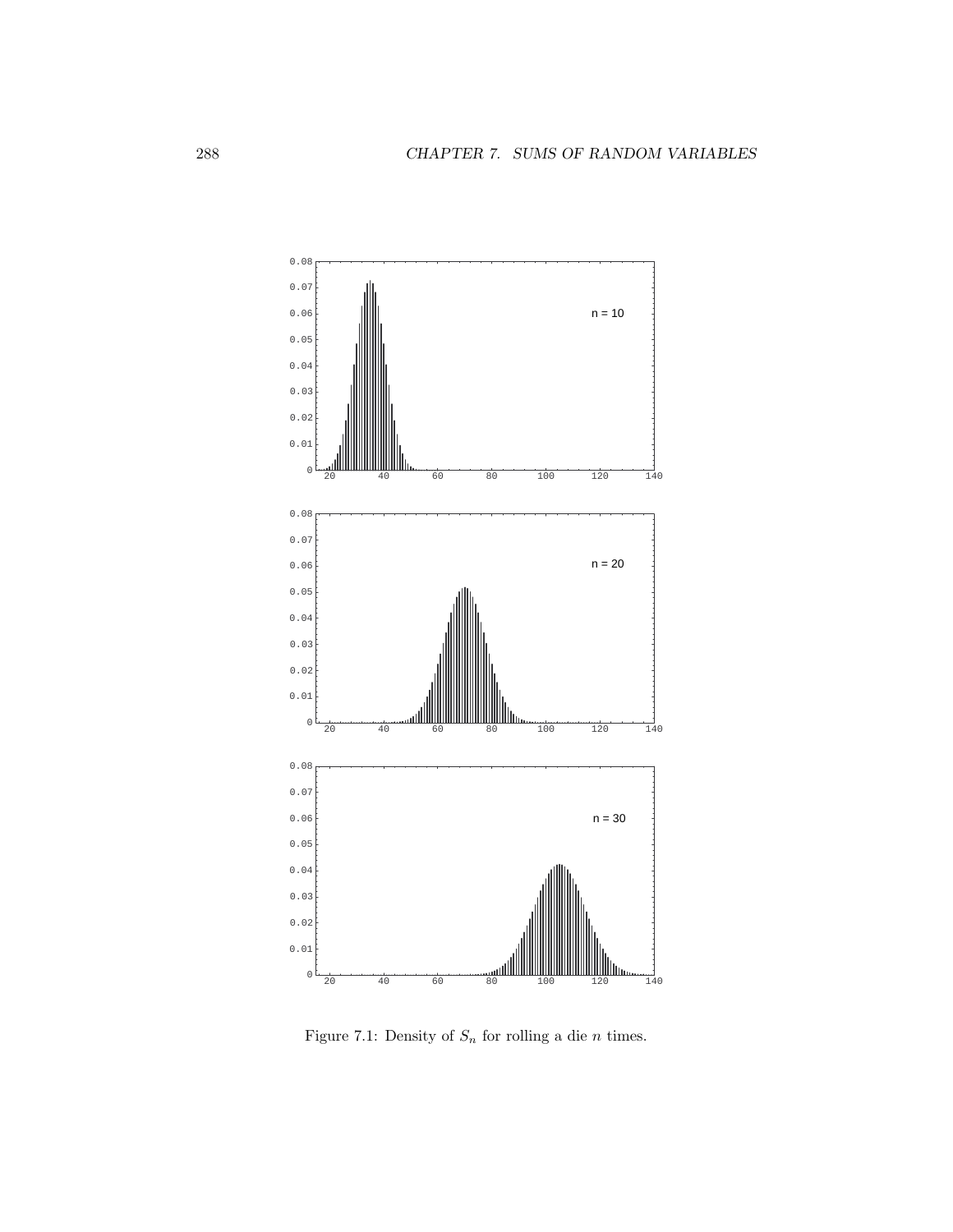Figure 7.1: Density of $S_n$ for rolling a die $n$ times.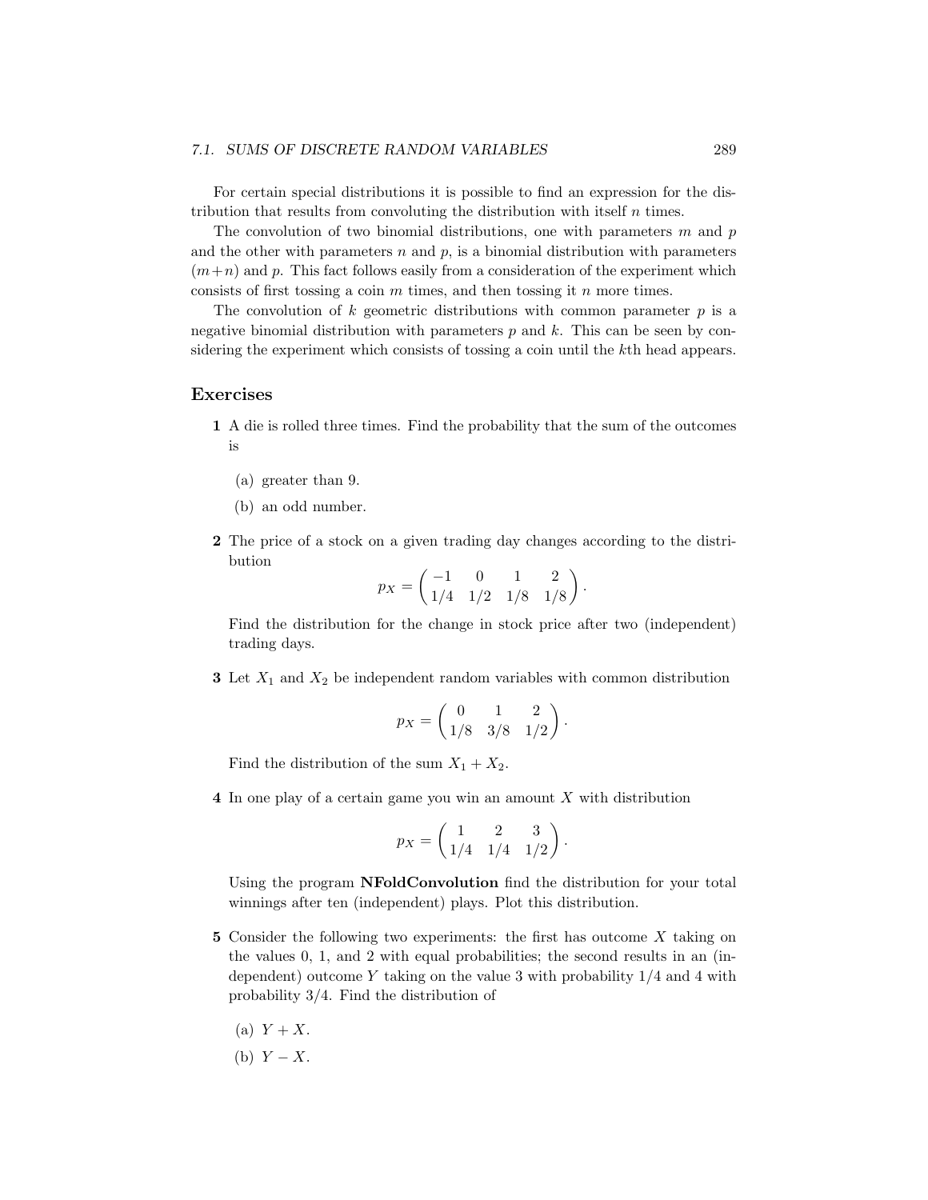For certain special distributions it is possible to find an expression for the distribution that results from convoluting the distribution with itself $n$ times.

The convolution of two binomial distributions, one with parameters $m$ and $p$ and the other with parameters $n$ and $p$, is a binomial distribution with parameters $(m+n)$ and $p$. This fact follows easily from a consideration of the experiment which consists of first tossing a coin $m$ times, and then tossing it $n$ more times.

The convolution of $k$ geometric distributions with common parameter $p$ is a negative binomial distribution with parameters $p$ and $k$. This can be seen by considering the experiment which consists of tossing a coin until the $k$th head appears.

## Exercises

**1** A die is rolled three times. Find the probability that the sum of the outcomes is

(a) greater than 9.

(b) an odd number.

**2** The price of a stock on a given trading day changes according to the distribution

$$p_X = \begin{pmatrix} -1 & 0 & 1 & 2 \\ 1/4 & 1/2 & 1/8 & 1/8 \end{pmatrix}.$$

Find the distribution for the change in stock price after two (independent) trading days.

**3** Let $X_1$ and $X_2$ be independent random variables with common distribution

$$p_X = \begin{pmatrix} 0 & 1 & 2 \\ 1/8 & 3/8 & 1/2 \end{pmatrix}.$$

Find the distribution of the sum $X_1 + X_2$.

**4** In one play of a certain game you win an amount $X$ with distribution

$$p_X = \begin{pmatrix} 1 & 2 & 3 \\ 1/4 & 1/4 & 1/2 \end{pmatrix}.$$

Using the program **NFoldConvolution** find the distribution for your total winnings after ten (independent) plays. Plot this distribution.

**5** Consider the following two experiments: the first has outcome $X$ taking on the values 0, 1, and 2 with equal probabilities; the second results in an (independent) outcome $Y$ taking on the value 3 with probability 1/4 and 4 with probability 3/4. Find the distribution of

(a) $Y + X$.

(b) $Y - X$.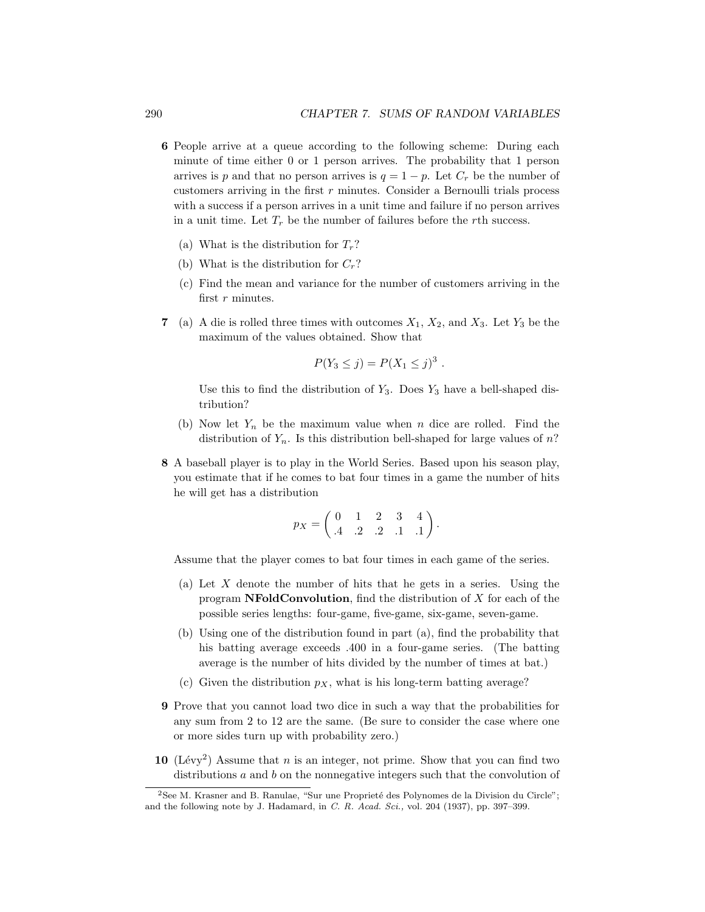**6** People arrive at a queue according to the following scheme: During each minute of time either 0 or 1 person arrives. The probability that 1 person arrives is $p$ and that no person arrives is $q = 1 - p$. Let $C_r$ be the number of customers arriving in the first $r$ minutes. Consider a Bernoulli trials process with a success if a person arrives in a unit time and failure if no person arrives in a unit time. Let $T_r$ be the number of failures before the $r$th success.

(a) What is the distribution for $T_r$?

(b) What is the distribution for $C_r$?

(c) Find the mean and variance for the number of customers arriving in the first $r$ minutes.

**7** (a) A die is rolled three times with outcomes $X_1$, $X_2$, and $X_3$. Let $Y_3$ be the maximum of the values obtained. Show that

$$P(Y_3 \leq j) = P(X_1 \leq j)^3 .$$

Use this to find the distribution of $Y_3$. Does $Y_3$ have a bell-shaped distribution?

(b) Now let $Y_n$ be the maximum value when $n$ dice are rolled. Find the distribution of $Y_n$. Is this distribution bell-shaped for large values of $n$?

**8** A baseball player is to play in the World Series. Based upon his season play, you estimate that if he comes to bat four times in a game the number of hits he will get has a distribution

$$p_X = \begin{pmatrix} 0 & 1 & 2 & 3 & 4 \\ .4 & .2 & .2 & .1 & .1 \end{pmatrix} .$$

Assume that the player comes to bat four times in each game of the series.

(a) Let $X$ denote the number of hits that he gets in a series. Using the program **NFoldConvolution**, find the distribution of $X$ for each of the possible series lengths: four-game, five-game, six-game, seven-game.

(b) Using one of the distribution found in part (a), find the probability that his batting average exceeds .400 in a four-game series. (The batting average is the number of hits divided by the number of times at bat.)

(c) Given the distribution $p_X$, what is his long-term batting average?

**9** Prove that you cannot load two dice in such a way that the probabilities for any sum from 2 to 12 are the same. (Be sure to consider the case where one or more sides turn up with probability zero.)

**10** (Lévy[2]) Assume that $n$ is an integer, not prime. Show that you can find two distributions $a$ and $b$ on the nonnegative integers such that the convolution of

[2] See M. Krasner and B. Ranulae, "Sur une Proprieté des Polynomes de la Division du Circle"; and the following note by J. Hadamard, in *C. R. Acad. Sci.,* vol. 204 (1937), pp. 397–399.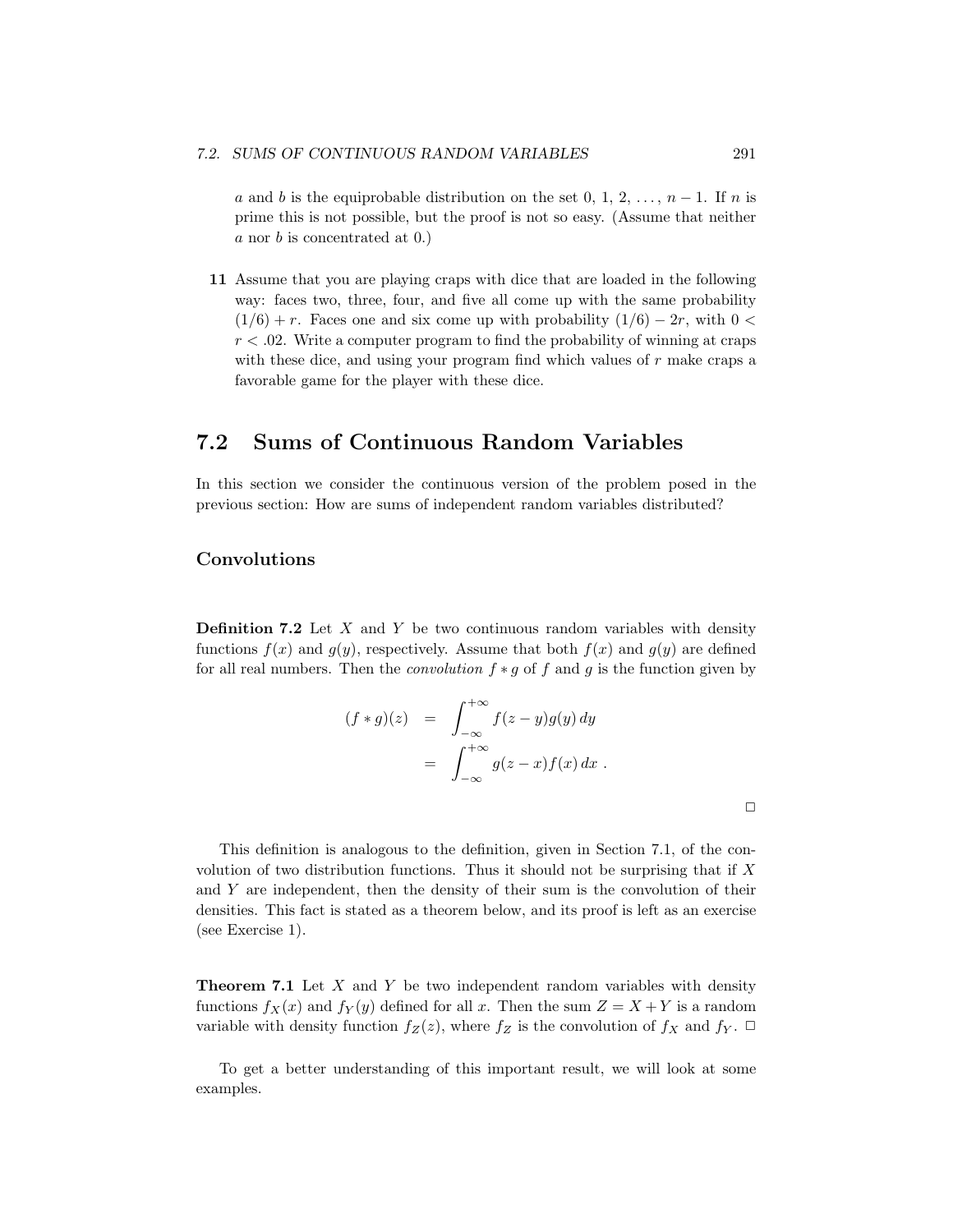$a$ and $b$ is the equiprobable distribution on the set 0, 1, 2, ..., $n-1$. If $n$ is prime this is not possible, but the proof is not so easy. (Assume that neither $a$ nor $b$ is concentrated at 0.)

**11** Assume that you are playing craps with dice that are loaded in the following way: faces two, three, four, and five all come up with the same probability $(1/6) + r$. Faces one and six come up with probability $(1/6) - 2r$, with $0 < r < .02$. Write a computer program to find the probability of winning at craps with these dice, and using your program find which values of $r$ make craps a favorable game for the player with these dice.

## 7.2 Sums of Continuous Random Variables

In this section we consider the continuous version of the problem posed in the previous section: How are sums of independent random variables distributed?

### Convolutions

**Definition 7.2** Let $X$ and $Y$ be two continuous random variables with density functions $f(x)$ and $g(y)$, respectively. Assume that both $f(x)$ and $g(y)$ are defined for all real numbers. Then the *convolution* $f * g$ of $f$ and $g$ is the function given by

$$
\begin{aligned}
(f * g)(z) &= \int_{-\infty}^{+\infty} f(z-y)g(y)\,dy \\
&= \int_{-\infty}^{+\infty} g(z-x)f(x)\,dx\ .
\end{aligned}
$$

□

This definition is analogous to the definition, given in Section 7.1, of the convolution of two distribution functions. Thus it should not be surprising that if $X$ and $Y$ are independent, then the density of their sum is the convolution of their densities. This fact is stated as a theorem below, and its proof is left as an exercise (see Exercise 1).

**Theorem 7.1** Let $X$ and $Y$ be two independent random variables with density functions $f_X(x)$ and $f_Y(y)$ defined for all $x$. Then the sum $Z = X + Y$ is a random variable with density function $f_Z(z)$, where $f_Z$ is the convolution of $f_X$ and $f_Y$. □

To get a better understanding of this important result, we will look at some examples.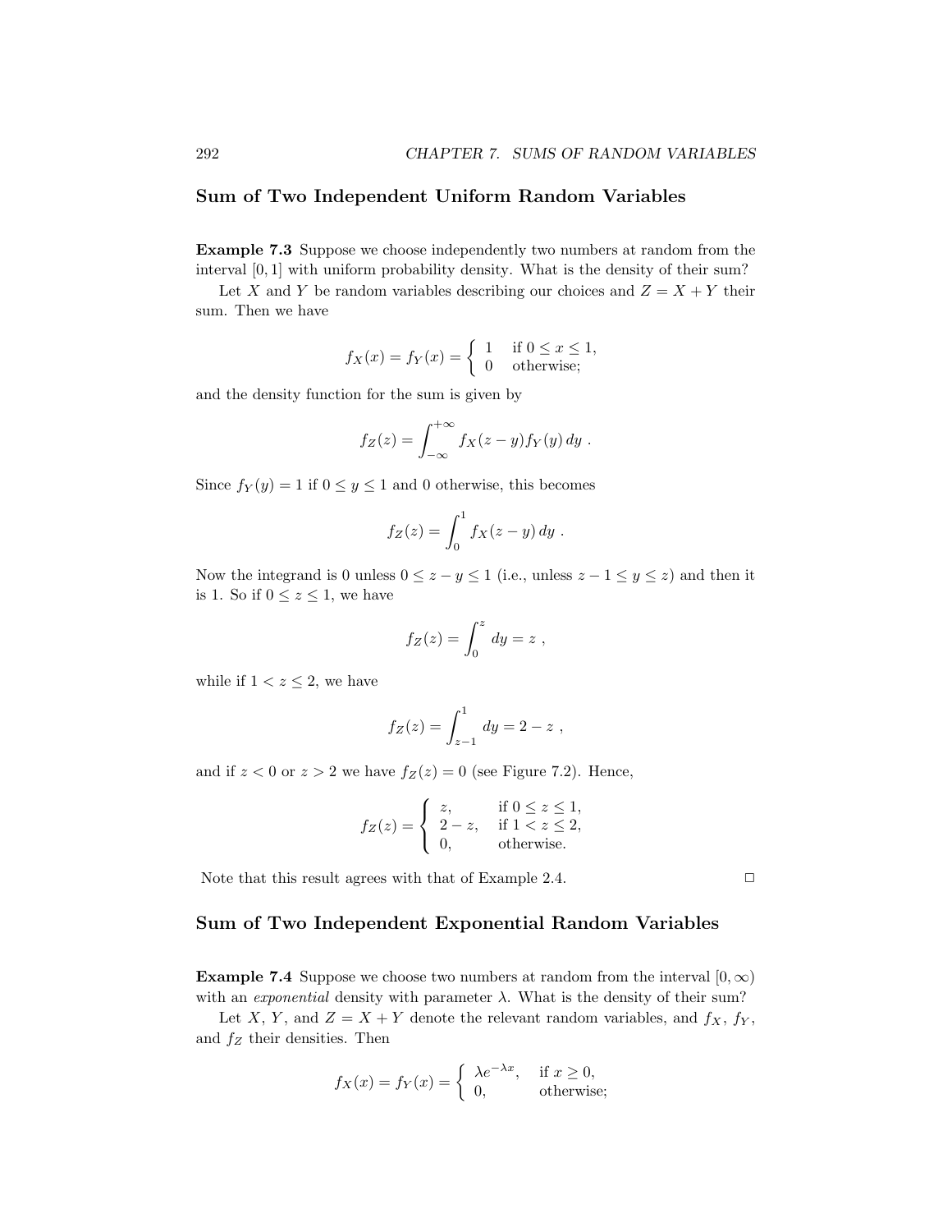## Sum of Two Independent Uniform Random Variables

**Example 7.3** Suppose we choose independently two numbers at random from the interval $[0, 1]$ with uniform probability density. What is the density of their sum?

Let $X$ and $Y$ be random variables describing our choices and $Z = X + Y$ their sum. Then we have

$$f_X(x) = f_Y(x) = \begin{cases} 1 & \text{if } 0 \leq x \leq 1, \\ 0 & \text{otherwise;} \end{cases}$$

and the density function for the sum is given by

$$f_Z(z) = \int_{-\infty}^{+\infty} f_X(z - y) f_Y(y)\, dy \ .$$

Since $f_Y(y) = 1$ if $0 \leq y \leq 1$ and 0 otherwise, this becomes

$$f_Z(z) = \int_0^1 f_X(z - y)\, dy \ .$$

Now the integrand is 0 unless $0 \leq z - y \leq 1$ (i.e., unless $z - 1 \leq y \leq z$) and then it is 1. So if $0 \leq z \leq 1$, we have

$$f_Z(z) = \int_0^z dy = z \ ,$$

while if $1 < z \leq 2$, we have

$$f_Z(z) = \int_{z-1}^1 dy = 2 - z \ ,$$

and if $z < 0$ or $z > 2$ we have $f_Z(z) = 0$ (see Figure 7.2). Hence,

$$f_Z(z) = \begin{cases} z, & \text{if } 0 \leq z \leq 1, \\ 2 - z, & \text{if } 1 < z \leq 2, \\ 0, & \text{otherwise.} \end{cases}$$

Note that this result agrees with that of Example 2.4. □

## Sum of Two Independent Exponential Random Variables

**Example 7.4** Suppose we choose two numbers at random from the interval $[0, \infty)$ with an *exponential* density with parameter $\lambda$. What is the density of their sum?

Let $X$, $Y$, and $Z = X + Y$ denote the relevant random variables, and $f_X$, $f_Y$, and $f_Z$ their densities. Then

$$f_X(x) = f_Y(x) = \begin{cases} \lambda e^{-\lambda x}, & \text{if } x \geq 0, \\ 0, & \text{otherwise;} \end{cases}$$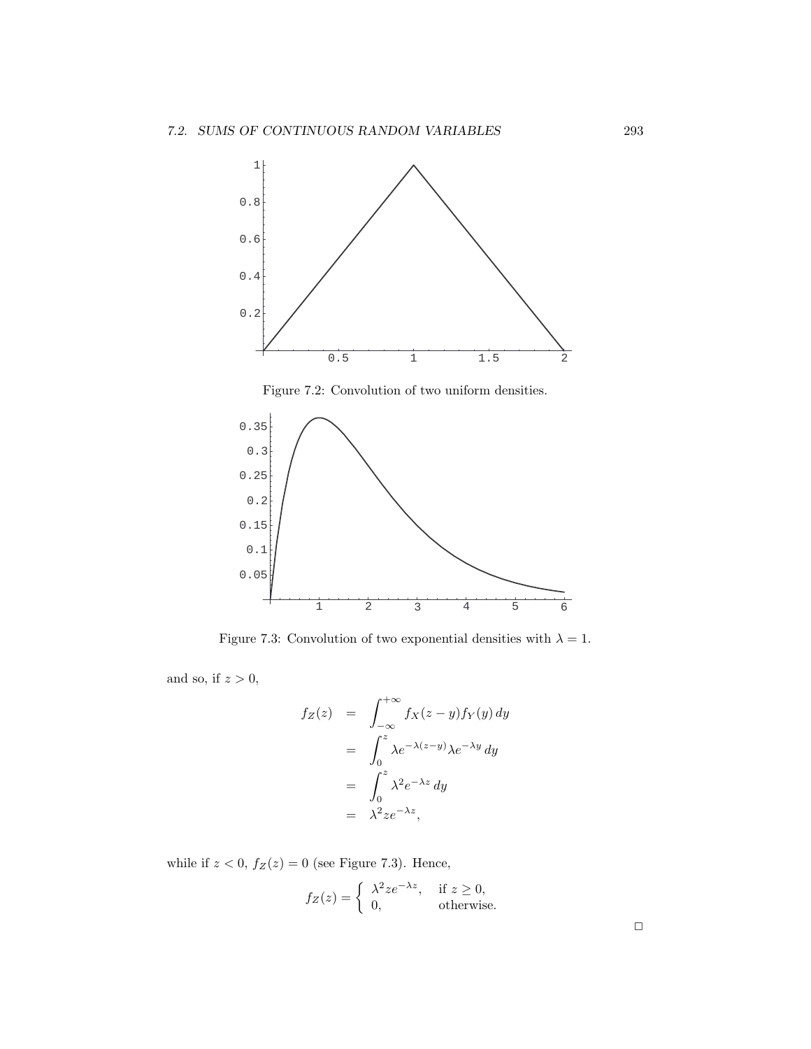Figure 7.2: Convolution of two uniform densities.

Figure 7.3: Convolution of two exponential densities with $\lambda = 1$.

and so, if $z > 0$,

$$
\begin{aligned}
f_Z(z) &= \int_{-\infty}^{+\infty} f_X(z-y) f_Y(y)\, dy \\
&= \int_0^z \lambda e^{-\lambda(z-y)} \lambda e^{-\lambda y}\, dy \\
&= \int_0^z \lambda^2 e^{-\lambda z}\, dy \\
&= \lambda^2 z e^{-\lambda z},
\end{aligned}
$$

while if $z < 0$, $f_Z(z) = 0$ (see Figure 7.3). Hence,

$$
f_Z(z) = \begin{cases} \lambda^2 z e^{-\lambda z}, & \text{if } z \geq 0, \\ 0, & \text{otherwise.} \end{cases}
$$

□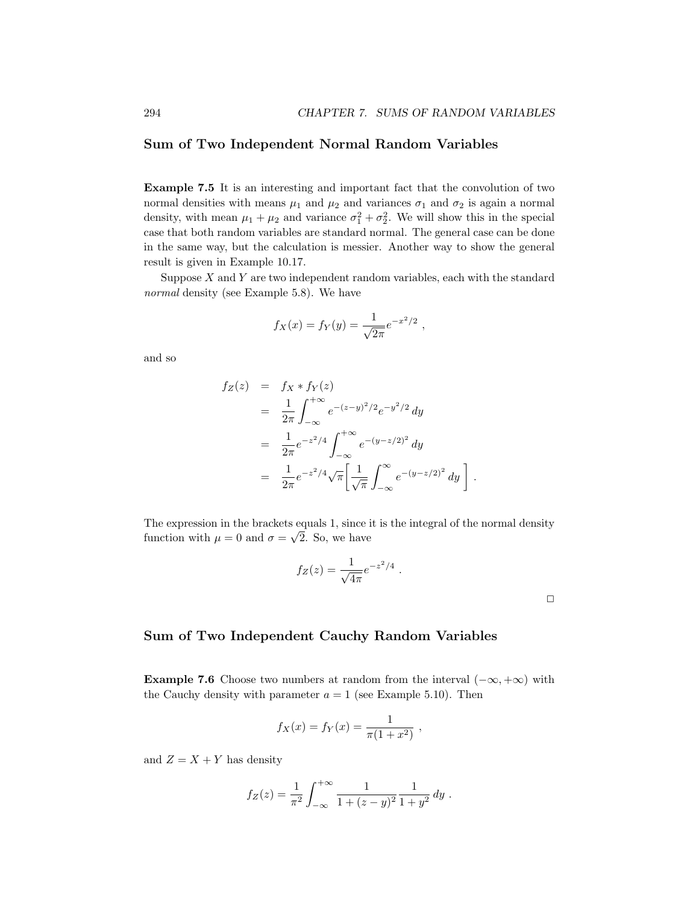## Sum of Two Independent Normal Random Variables

**Example 7.5** It is an interesting and important fact that the convolution of two normal densities with means $\mu_1$ and $\mu_2$ and variances $\sigma_1$ and $\sigma_2$ is again a normal density, with mean $\mu_1 + \mu_2$ and variance $\sigma_1^2 + \sigma_2^2$. We will show this in the special case that both random variables are standard normal. The general case can be done in the same way, but the calculation is messier. Another way to show the general result is given in Example 10.17.

Suppose $X$ and $Y$ are two independent random variables, each with the standard *normal* density (see Example 5.8). We have

$$f_X(x) = f_Y(y) = \frac{1}{\sqrt{2\pi}} e^{-x^2/2} \ ,$$

and so

$$\begin{aligned}
f_Z(z) &= f_X * f_Y(z) \\
&= \frac{1}{2\pi} \int_{-\infty}^{+\infty} e^{-(z-y)^2/2} e^{-y^2/2} \, dy \\
&= \frac{1}{2\pi} e^{-z^2/4} \int_{-\infty}^{+\infty} e^{-(y-z/2)^2} \, dy \\
&= \frac{1}{2\pi} e^{-z^2/4} \sqrt{\pi} \left[ \frac{1}{\sqrt{\pi}} \int_{-\infty}^{\infty} e^{-(y-z/2)^2} \, dy \right] \ .
\end{aligned}$$

The expression in the brackets equals 1, since it is the integral of the normal density function with $\mu = 0$ and $\sigma = \sqrt{2}$. So, we have

$$f_Z(z) = \frac{1}{\sqrt{4\pi}} e^{-z^2/4} \ .$$

□

## Sum of Two Independent Cauchy Random Variables

**Example 7.6** Choose two numbers at random from the interval $(-\infty, +\infty)$ with the Cauchy density with parameter $a = 1$ (see Example 5.10). Then

$$f_X(x) = f_Y(x) = \frac{1}{\pi(1 + x^2)} \ ,$$

and $Z = X + Y$ has density

$$f_Z(z) = \frac{1}{\pi^2} \int_{-\infty}^{+\infty} \frac{1}{1 + (z-y)^2} \frac{1}{1 + y^2} \, dy \ .$$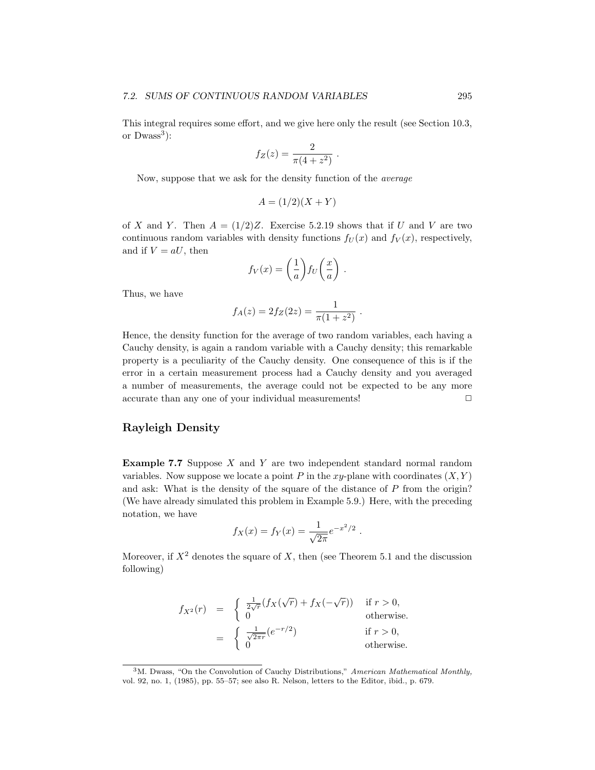This integral requires some effort, and we give here only the result (see Section 10.3, or Dwass[3]):

$$f_Z(z) = \frac{2}{\pi(4 + z^2)} \ .$$

Now, suppose that we ask for the density function of the *average*

$$A = (1/2)(X + Y)$$

of $X$ and $Y$. Then $A = (1/2)Z$. Exercise 5.2.19 shows that if $U$ and $V$ are two continuous random variables with density functions $f_U(x)$ and $f_V(x)$, respectively, and if $V = aU$, then

$$f_V(x) = \left(\frac{1}{a}\right) f_U\left(\frac{x}{a}\right) \ .$$

Thus, we have

$$f_A(z) = 2f_Z(2z) = \frac{1}{\pi(1 + z^2)} \ .$$

Hence, the density function for the average of two random variables, each having a Cauchy density, is again a random variable with a Cauchy density; this remarkable property is a peculiarity of the Cauchy density. One consequence of this is if the error in a certain measurement process had a Cauchy density and you averaged a number of measurements, the average could not be expected to be any more accurate than any one of your individual measurements! □

## Rayleigh Density

**Example 7.7** Suppose $X$ and $Y$ are two independent standard normal random variables. Now suppose we locate a point $P$ in the $xy$-plane with coordinates $(X, Y)$ and ask: What is the density of the square of the distance of $P$ from the origin? (We have already simulated this problem in Example 5.9.) Here, with the preceding notation, we have

$$f_X(x) = f_Y(x) = \frac{1}{\sqrt{2\pi}} e^{-x^2/2} \ .$$

Moreover, if $X^2$ denotes the square of $X$, then (see Theorem 5.1 and the discussion following)

$$\begin{aligned} f_{X^2}(r) &= \begin{cases} \frac{1}{2\sqrt{r}}(f_X(\sqrt{r}) + f_X(-\sqrt{r})) & \text{if } r > 0, \\ 0 & \text{otherwise.} \end{cases} \\ &= \begin{cases} \frac{1}{\sqrt{2\pi r}}(e^{-r/2}) & \text{if } r > 0, \\ 0 & \text{otherwise.} \end{cases} \end{aligned}$$

---

[3] M. Dwass, "On the Convolution of Cauchy Distributions," *American Mathematical Monthly,* vol. 92, no. 1, (1985), pp. 55–57; see also R. Nelson, letters to the Editor, ibid., p. 679.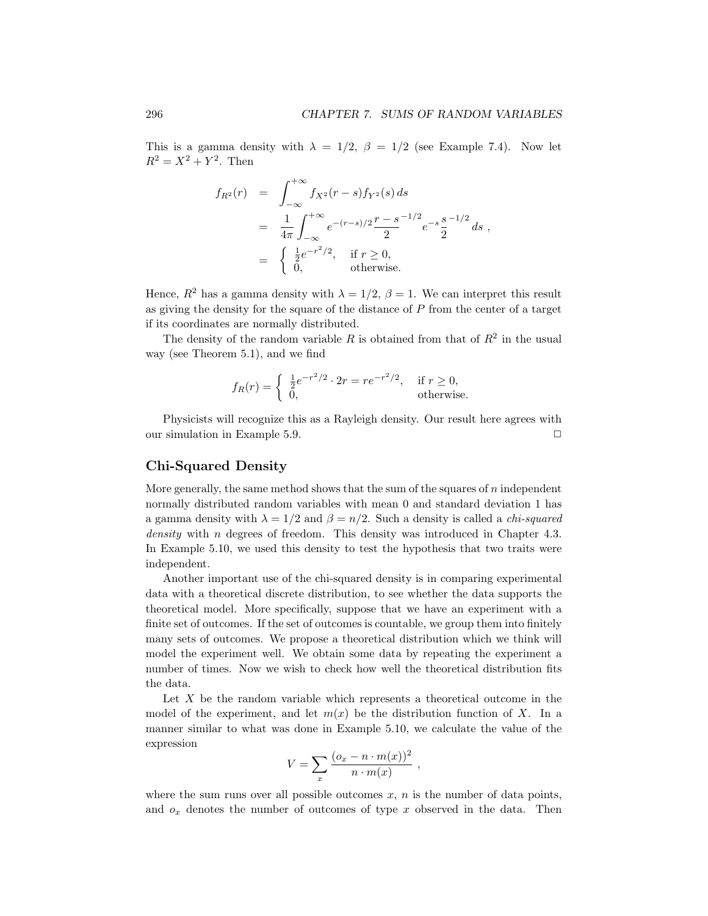This is a gamma density with $\lambda = 1/2$, $\beta = 1/2$ (see Example 7.4). Now let $R^2 = X^2 + Y^2$. Then

$$
\begin{aligned}
f_{R^2}(r) &= \int_{-\infty}^{+\infty} f_{X^2}(r-s) f_{Y^2}(s)\, ds \\
&= \frac{1}{4\pi} \int_{-\infty}^{+\infty} e^{-(r-s)/2} \frac{r-s}{2}^{-1/2} e^{-s} \frac{s}{2}^{-1/2} ds\ , \\
&= \begin{cases} \frac{1}{2} e^{-r^2/2}, & \text{if } r \geq 0, \\ 0, & \text{otherwise.} \end{cases}
\end{aligned}
$$

Hence, $R^2$ has a gamma density with $\lambda = 1/2$, $\beta = 1$. We can interpret this result as giving the density for the square of the distance of $P$ from the center of a target if its coordinates are normally distributed.

The density of the random variable $R$ is obtained from that of $R^2$ in the usual way (see Theorem 5.1), and we find

$$
f_R(r) = \begin{cases} \frac{1}{2} e^{-r^2/2} \cdot 2r = r e^{-r^2/2}, & \text{if } r \geq 0, \\ 0, & \text{otherwise.} \end{cases}
$$

Physicists will recognize this as a Rayleigh density. Our result here agrees with our simulation in Example 5.9. □

## Chi-Squared Density

More generally, the same method shows that the sum of the squares of $n$ independent normally distributed random variables with mean 0 and standard deviation 1 has a gamma density with $\lambda = 1/2$ and $\beta = n/2$. Such a density is called a *chi-squared density* with $n$ degrees of freedom. This density was introduced in Chapter 4.3. In Example 5.10, we used this density to test the hypothesis that two traits were independent.

Another important use of the chi-squared density is in comparing experimental data with a theoretical discrete distribution, to see whether the data supports the theoretical model. More specifically, suppose that we have an experiment with a finite set of outcomes. If the set of outcomes is countable, we group them into finitely many sets of outcomes. We propose a theoretical distribution which we think will model the experiment well. We obtain some data by repeating the experiment a number of times. Now we wish to check how well the theoretical distribution fits the data.

Let $X$ be the random variable which represents a theoretical outcome in the model of the experiment, and let $m(x)$ be the distribution function of $X$. In a manner similar to what was done in Example 5.10, we calculate the value of the expression

$$
V = \sum_x \frac{(o_x - n \cdot m(x))^2}{n \cdot m(x)}\ ,
$$

where the sum runs over all possible outcomes $x$, $n$ is the number of data points, and $o_x$ denotes the number of outcomes of type $x$ observed in the data. Then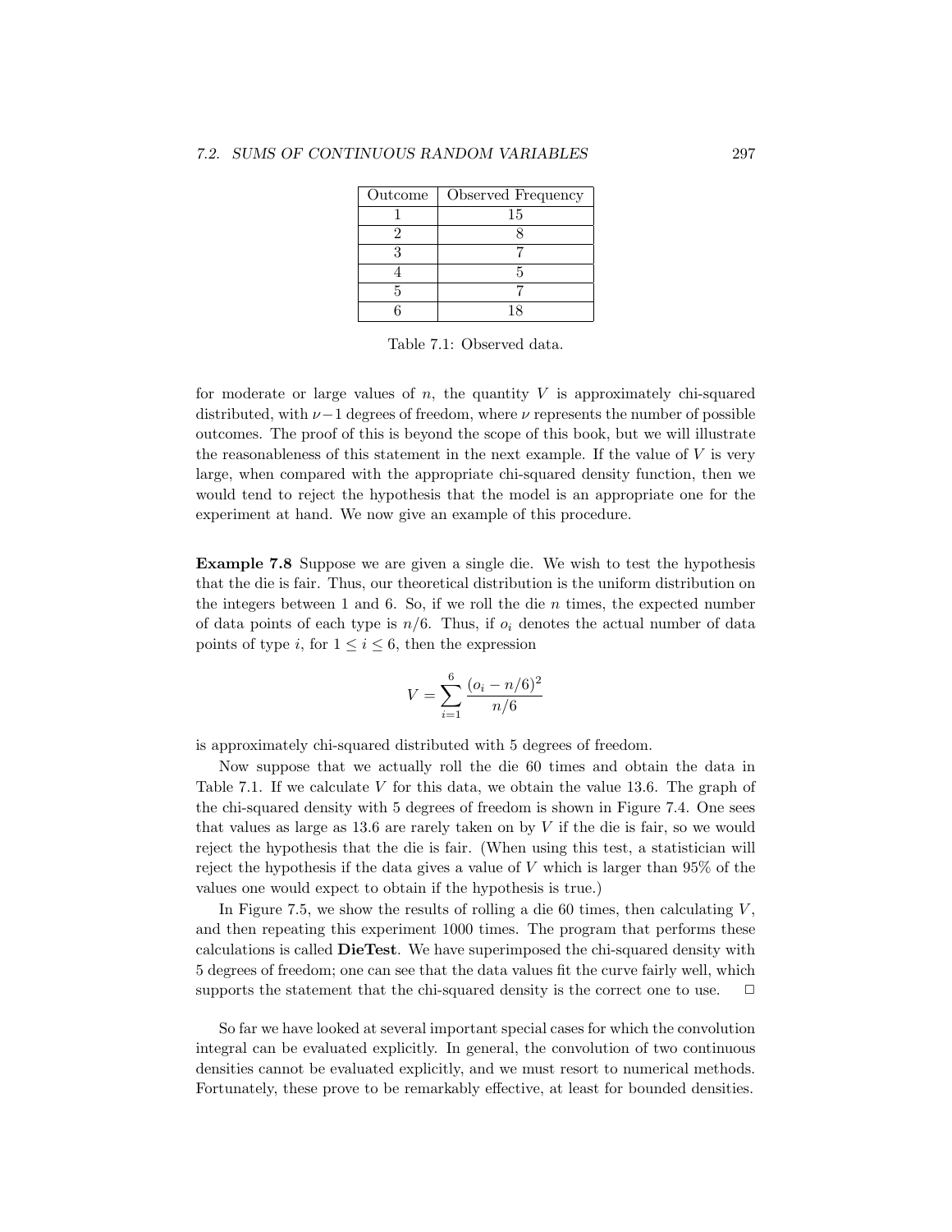| Outcome | Observed Frequency |
|---|---|
| 1 | 15 |
| 2 | 8 |
| 3 | 7 |
| 4 | 5 |
| 5 | 7 |
| 6 | 18 |

Table 7.1: Observed data.

for moderate or large values of $n$, the quantity $V$ is approximately chi-squared distributed, with $\nu - 1$ degrees of freedom, where $\nu$ represents the number of possible outcomes. The proof of this is beyond the scope of this book, but we will illustrate the reasonableness of this statement in the next example. If the value of $V$ is very large, when compared with the appropriate chi-squared density function, then we would tend to reject the hypothesis that the model is an appropriate one for the experiment at hand. We now give an example of this procedure.

**Example 7.8** Suppose we are given a single die. We wish to test the hypothesis that the die is fair. Thus, our theoretical distribution is the uniform distribution on the integers between 1 and 6. So, if we roll the die $n$ times, the expected number of data points of each type is $n/6$. Thus, if $o_i$ denotes the actual number of data points of type $i$, for $1 \le i \le 6$, then the expression

$$V = \sum_{i=1}^{6} \frac{(o_i - n/6)^2}{n/6}$$

is approximately chi-squared distributed with 5 degrees of freedom.

Now suppose that we actually roll the die 60 times and obtain the data in Table 7.1. If we calculate $V$ for this data, we obtain the value 13.6. The graph of the chi-squared density with 5 degrees of freedom is shown in Figure 7.4. One sees that values as large as 13.6 are rarely taken on by $V$ if the die is fair, so we would reject the hypothesis that the die is fair. (When using this test, a statistician will reject the hypothesis if the data gives a value of $V$ which is larger than 95% of the values one would expect to obtain if the hypothesis is true.)

In Figure 7.5, we show the results of rolling a die 60 times, then calculating $V$, and then repeating this experiment 1000 times. The program that performs these calculations is called **DieTest**. We have superimposed the chi-squared density with 5 degrees of freedom; one can see that the data values fit the curve fairly well, which supports the statement that the chi-squared density is the correct one to use. □

So far we have looked at several important special cases for which the convolution integral can be evaluated explicitly. In general, the convolution of two continuous densities cannot be evaluated explicitly, and we must resort to numerical methods. Fortunately, these prove to be remarkably effective, at least for bounded densities.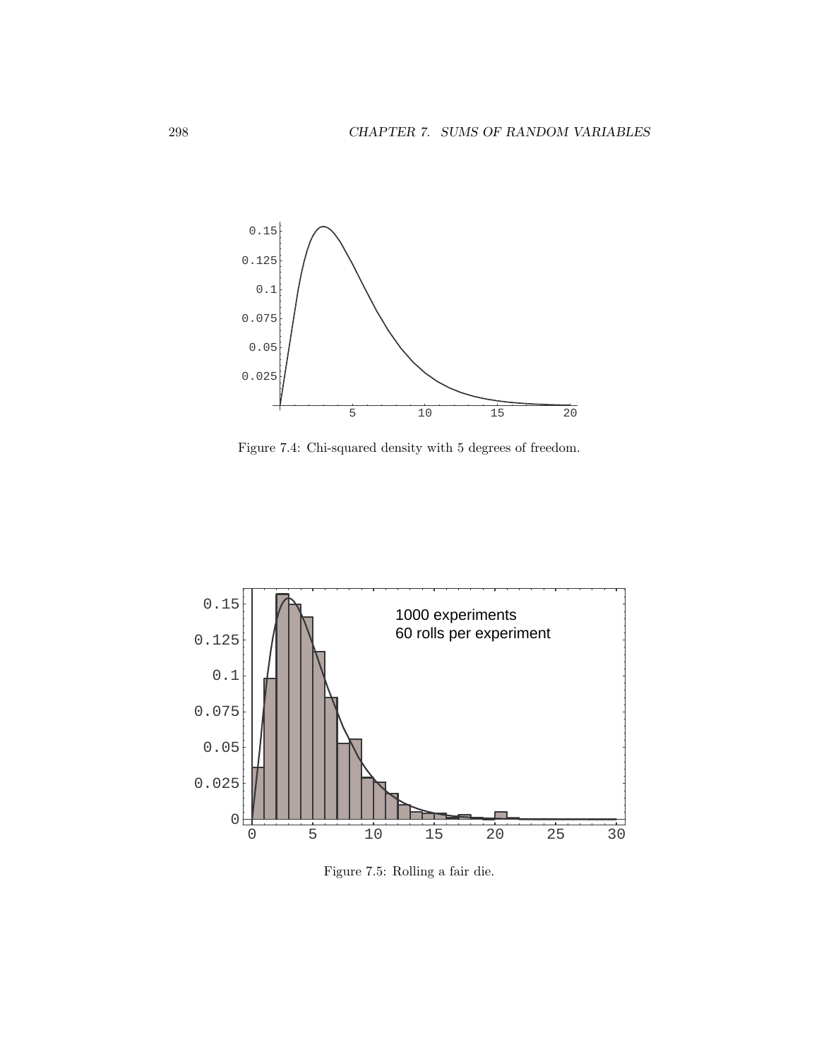Figure 7.4: Chi-squared density with 5 degrees of freedom.

Figure 7.5: Rolling a fair die.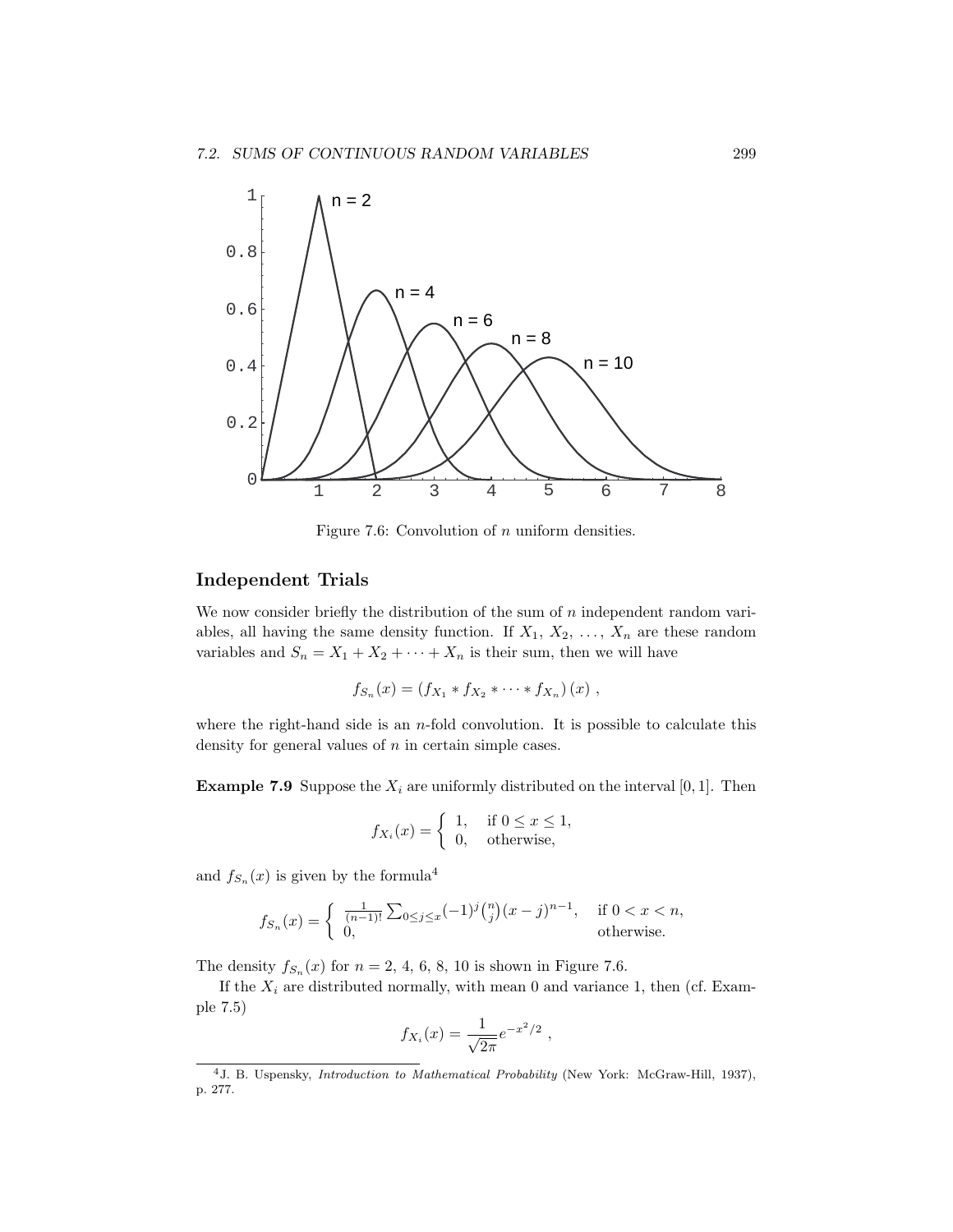Figure 7.6: Convolution of $n$ uniform densities.

## Independent Trials

We now consider briefly the distribution of the sum of $n$ independent random variables, all having the same density function. If $X_1, X_2, \ldots, X_n$ are these random variables and $S_n = X_1 + X_2 + \cdots + X_n$ is their sum, then we will have

$$f_{S_n}(x) = \left(f_{X_1} * f_{X_2} * \cdots * f_{X_n}\right)(x) \ ,$$

where the right-hand side is an $n$-fold convolution. It is possible to calculate this density for general values of $n$ in certain simple cases.

**Example 7.9** Suppose the $X_i$ are uniformly distributed on the interval $[0, 1]$. Then

$$f_{X_i}(x) = \begin{cases} 1, & \text{if } 0 \le x \le 1, \\ 0, & \text{otherwise,} \end{cases}$$

and $f_{S_n}(x)$ is given by the formula[4]

$$f_{S_n}(x) = \begin{cases} \frac{1}{(n-1)!} \sum_{0 \le j \le x} (-1)^j \binom{n}{j} (x-j)^{n-1}, & \text{if } 0 < x < n, \\ 0, & \text{otherwise.} \end{cases}$$

The density $f_{S_n}(x)$ for $n = 2$, 4, 6, 8, 10 is shown in Figure 7.6.

If the $X_i$ are distributed normally, with mean 0 and variance 1, then (cf. Example 7.5)

$$f_{X_i}(x) = \frac{1}{\sqrt{2\pi}} e^{-x^2/2} \ ,$$

[4] J. B. Uspensky, *Introduction to Mathematical Probability* (New York: McGraw-Hill, 1937), p. 277.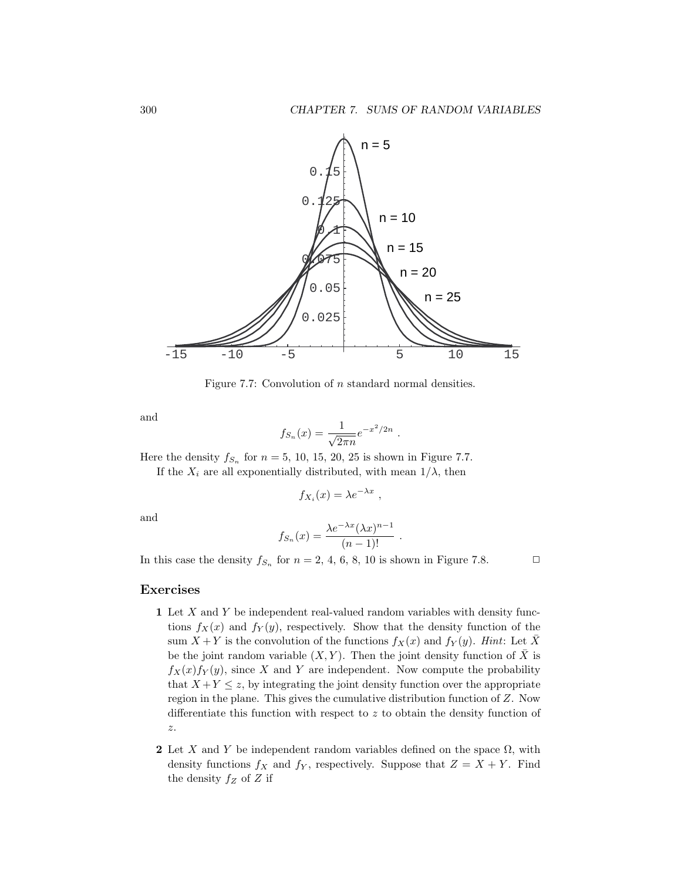Figure 7.7: Convolution of $n$ standard normal densities.

and

$$f_{S_n}(x) = \frac{1}{\sqrt{2\pi n}} e^{-x^2/2n} .$$

Here the density $f_{S_n}$ for $n = 5, 10, 15, 20, 25$ is shown in Figure 7.7.

If the $X_i$ are all exponentially distributed, with mean $1/\lambda$, then

$$f_{X_i}(x) = \lambda e^{-\lambda x} ,$$

and

$$f_{S_n}(x) = \frac{\lambda e^{-\lambda x}(\lambda x)^{n-1}}{(n-1)!} .$$

In this case the density $f_{S_n}$ for $n = 2, 4, 6, 8, 10$ is shown in Figure 7.8. □

## Exercises

**1** Let $X$ and $Y$ be independent real-valued random variables with density functions $f_X(x)$ and $f_Y(y)$, respectively. Show that the density function of the sum $X+Y$ is the convolution of the functions $f_X(x)$ and $f_Y(y)$. *Hint*: Let $\bar{X}$ be the joint random variable $(X, Y)$. Then the joint density function of $\bar{X}$ is $f_X(x)f_Y(y)$, since $X$ and $Y$ are independent. Now compute the probability that $X+Y \leq z$, by integrating the joint density function over the appropriate region in the plane. This gives the cumulative distribution function of $Z$. Now differentiate this function with respect to $z$ to obtain the density function of $z$.

**2** Let $X$ and $Y$ be independent random variables defined on the space $\Omega$, with density functions $f_X$ and $f_Y$, respectively. Suppose that $Z = X + Y$. Find the density $f_Z$ of $Z$ if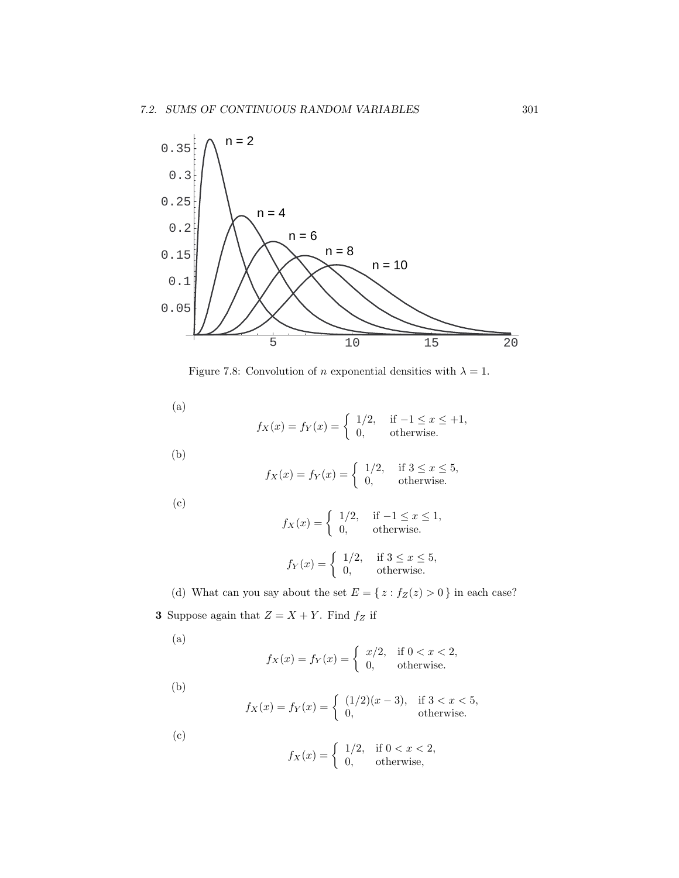Figure 7.8: Convolution of $n$ exponential densities with $\lambda = 1$.

(a)

$$f_X(x) = f_Y(x) = \begin{cases} 1/2, & \text{if } -1 \le x \le +1, \\ 0, & \text{otherwise.} \end{cases}$$

(b)

$$f_X(x) = f_Y(x) = \begin{cases} 1/2, & \text{if } 3 \le x \le 5, \\ 0, & \text{otherwise.} \end{cases}$$

(c)

$$f_X(x) = \begin{cases} 1/2, & \text{if } -1 \le x \le 1, \\ 0, & \text{otherwise.} \end{cases}$$

$$f_Y(x) = \begin{cases} 1/2, & \text{if } 3 \le x \le 5, \\ 0, & \text{otherwise.} \end{cases}$$

(d) What can you say about the set $E = \{ z : f_Z(z) > 0 \}$ in each case?

**3** Suppose again that $Z = X + Y$. Find $f_Z$ if

(a)

$$f_X(x) = f_Y(x) = \begin{cases} x/2, & \text{if } 0 < x < 2, \\ 0, & \text{otherwise.} \end{cases}$$

(b)

$$f_X(x) = f_Y(x) = \begin{cases} (1/2)(x-3), & \text{if } 3 < x < 5, \\ 0, & \text{otherwise.} \end{cases}$$

(c)

$$f_X(x) = \begin{cases} 1/2, & \text{if } 0 < x < 2, \\ 0, & \text{otherwise,} \end{cases}$$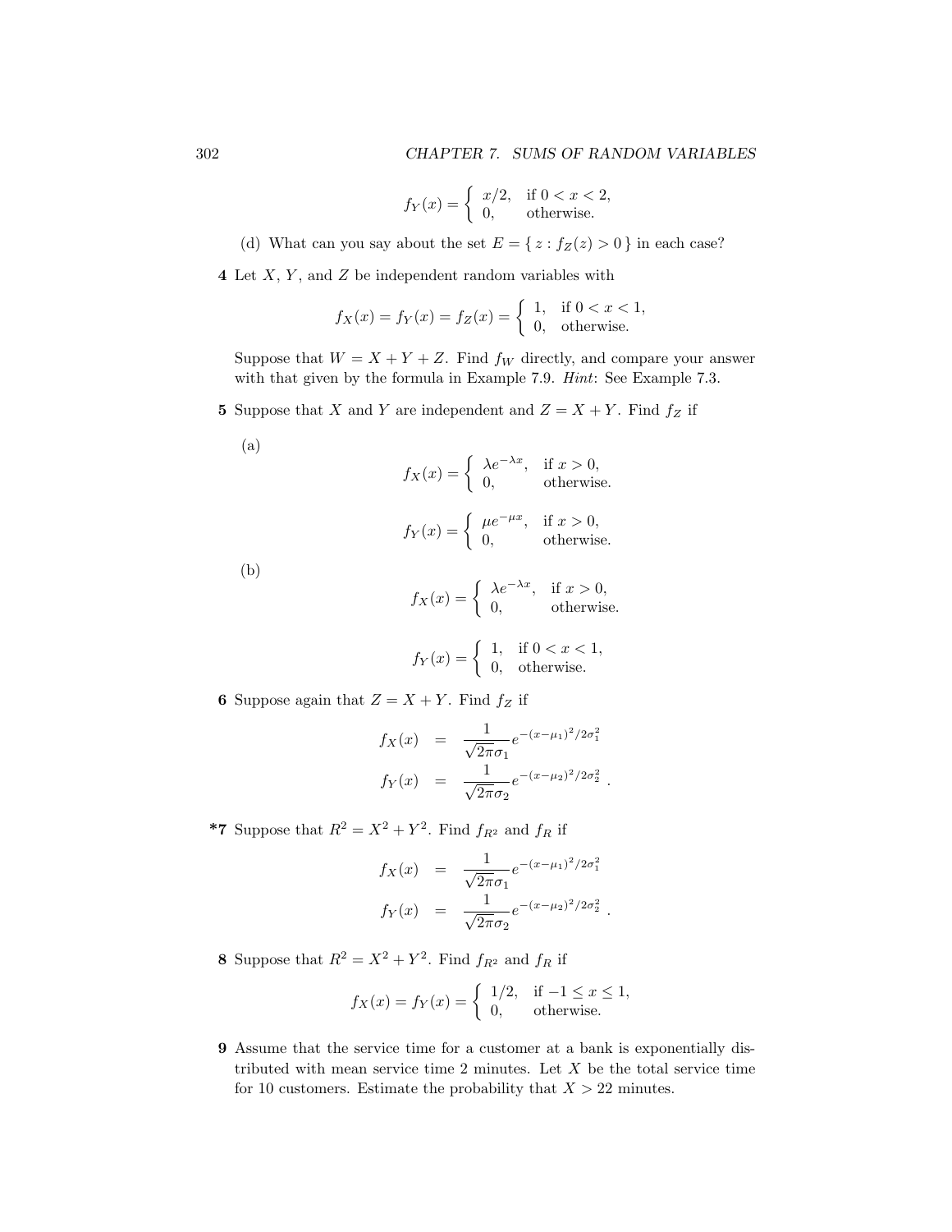$$f_Y(x) = \begin{cases} x/2, & \text{if } 0 < x < 2, \\ 0, & \text{otherwise.} \end{cases}$$

(d) What can you say about the set $E = \{ z : f_Z(z) > 0 \}$ in each case?

**4** Let $X$, $Y$, and $Z$ be independent random variables with

$$f_X(x) = f_Y(x) = f_Z(x) = \begin{cases} 1, & \text{if } 0 < x < 1, \\ 0, & \text{otherwise.} \end{cases}$$

Suppose that $W = X + Y + Z$. Find $f_W$ directly, and compare your answer with that given by the formula in Example 7.9. *Hint*: See Example 7.3.

**5** Suppose that $X$ and $Y$ are independent and $Z = X + Y$. Find $f_Z$ if

(a)

$$f_X(x) = \begin{cases} \lambda e^{-\lambda x}, & \text{if } x > 0, \\ 0, & \text{otherwise.} \end{cases}$$

$$f_Y(x) = \begin{cases} \mu e^{-\mu x}, & \text{if } x > 0, \\ 0, & \text{otherwise.} \end{cases}$$

(b)

$$f_X(x) = \begin{cases} \lambda e^{-\lambda x}, & \text{if } x > 0, \\ 0, & \text{otherwise.} \end{cases}$$

$$f_Y(x) = \begin{cases} 1, & \text{if } 0 < x < 1, \\ 0, & \text{otherwise.} \end{cases}$$

**6** Suppose again that $Z = X + Y$. Find $f_Z$ if

$$\begin{aligned} f_X(x) &= \frac{1}{\sqrt{2\pi}\sigma_1} e^{-(x-\mu_1)^2/2\sigma_1^2} \\ f_Y(x) &= \frac{1}{\sqrt{2\pi}\sigma_2} e^{-(x-\mu_2)^2/2\sigma_2^2} . \end{aligned}$$

***7** Suppose that $R^2 = X^2 + Y^2$. Find $f_{R^2}$ and $f_R$ if

$$\begin{aligned} f_X(x) &= \frac{1}{\sqrt{2\pi}\sigma_1} e^{-(x-\mu_1)^2/2\sigma_1^2} \\ f_Y(x) &= \frac{1}{\sqrt{2\pi}\sigma_2} e^{-(x-\mu_2)^2/2\sigma_2^2} . \end{aligned}$$

**8** Suppose that $R^2 = X^2 + Y^2$. Find $f_{R^2}$ and $f_R$ if

$$f_X(x) = f_Y(x) = \begin{cases} 1/2, & \text{if } -1 \le x \le 1, \\ 0, & \text{otherwise.} \end{cases}$$

**9** Assume that the service time for a customer at a bank is exponentially distributed with mean service time 2 minutes. Let $X$ be the total service time for 10 customers. Estimate the probability that $X > 22$ minutes.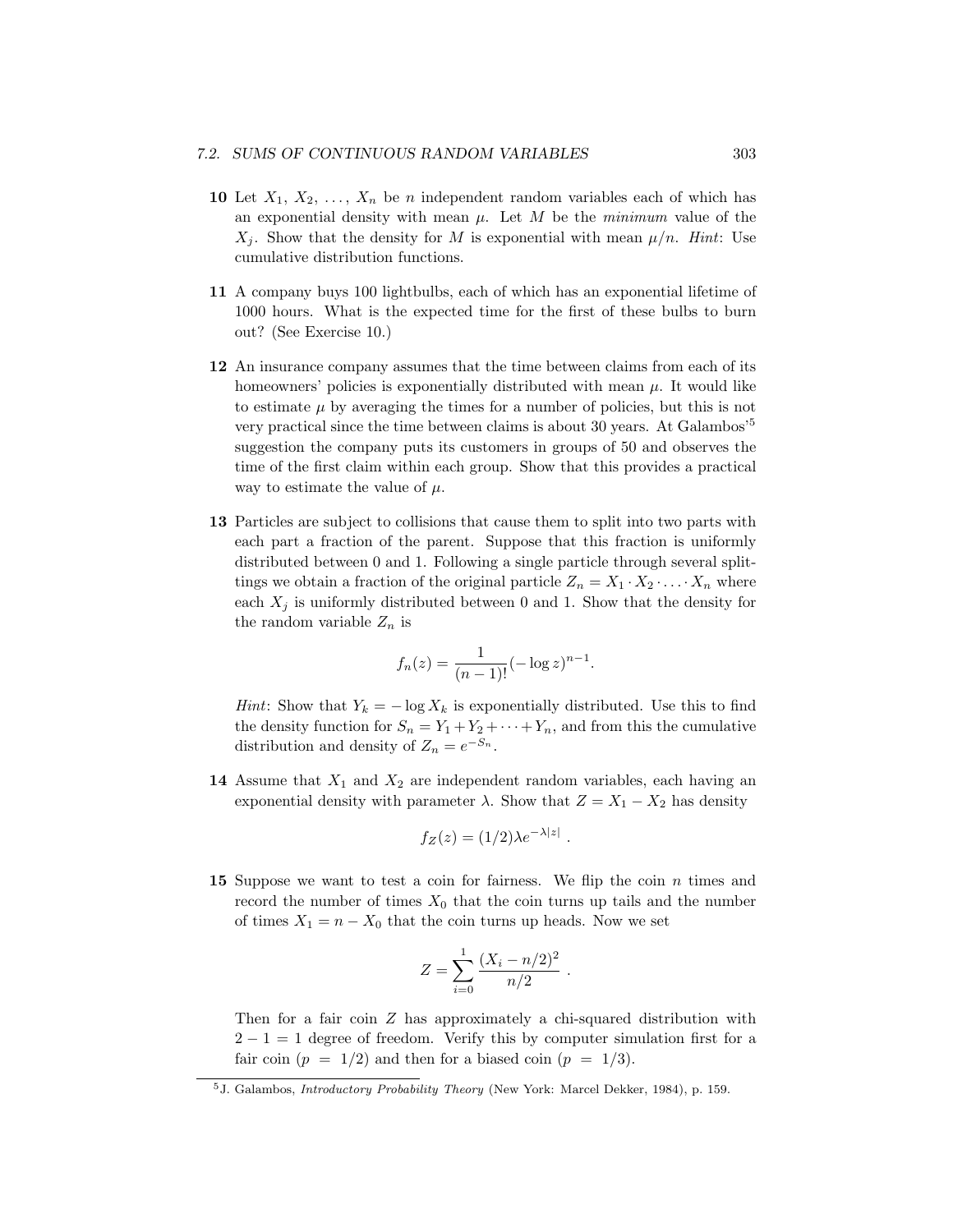**10** Let $X_1, X_2, \ldots, X_n$ be $n$ independent random variables each of which has an exponential density with mean $\mu$. Let $M$ be the *minimum* value of the $X_j$. Show that the density for $M$ is exponential with mean $\mu/n$. *Hint*: Use cumulative distribution functions.

**11** A company buys 100 lightbulbs, each of which has an exponential lifetime of 1000 hours. What is the expected time for the first of these bulbs to burn out? (See Exercise 10.)

**12** An insurance company assumes that the time between claims from each of its homeowners' policies is exponentially distributed with mean $\mu$. It would like to estimate $\mu$ by averaging the times for a number of policies, but this is not very practical since the time between claims is about 30 years. At Galambos'[5] suggestion the company puts its customers in groups of 50 and observes the time of the first claim within each group. Show that this provides a practical way to estimate the value of $\mu$.

**13** Particles are subject to collisions that cause them to split into two parts with each part a fraction of the parent. Suppose that this fraction is uniformly distributed between 0 and 1. Following a single particle through several splittings we obtain a fraction of the original particle $Z_n = X_1 \cdot X_2 \cdot \ldots \cdot X_n$ where each $X_j$ is uniformly distributed between 0 and 1. Show that the density for the random variable $Z_n$ is

$$f_n(z) = \frac{1}{(n-1)!}(-\log z)^{n-1}.$$

*Hint*: Show that $Y_k = -\log X_k$ is exponentially distributed. Use this to find the density function for $S_n = Y_1 + Y_2 + \cdots + Y_n$, and from this the cumulative distribution and density of $Z_n = e^{-S_n}$.

**14** Assume that $X_1$ and $X_2$ are independent random variables, each having an exponential density with parameter $\lambda$. Show that $Z = X_1 - X_2$ has density

$$f_Z(z) = (1/2)\lambda e^{-\lambda|z|} .$$

**15** Suppose we want to test a coin for fairness. We flip the coin $n$ times and record the number of times $X_0$ that the coin turns up tails and the number of times $X_1 = n - X_0$ that the coin turns up heads. Now we set

$$Z = \sum_{i=0}^{1} \frac{(X_i - n/2)^2}{n/2} .$$

Then for a fair coin $Z$ has approximately a chi-squared distribution with $2 - 1 = 1$ degree of freedom. Verify this by computer simulation first for a fair coin ($p = 1/2$) and then for a biased coin ($p = 1/3$).

---

[5] J. Galambos, *Introductory Probability Theory* (New York: Marcel Dekker, 1984), p. 159.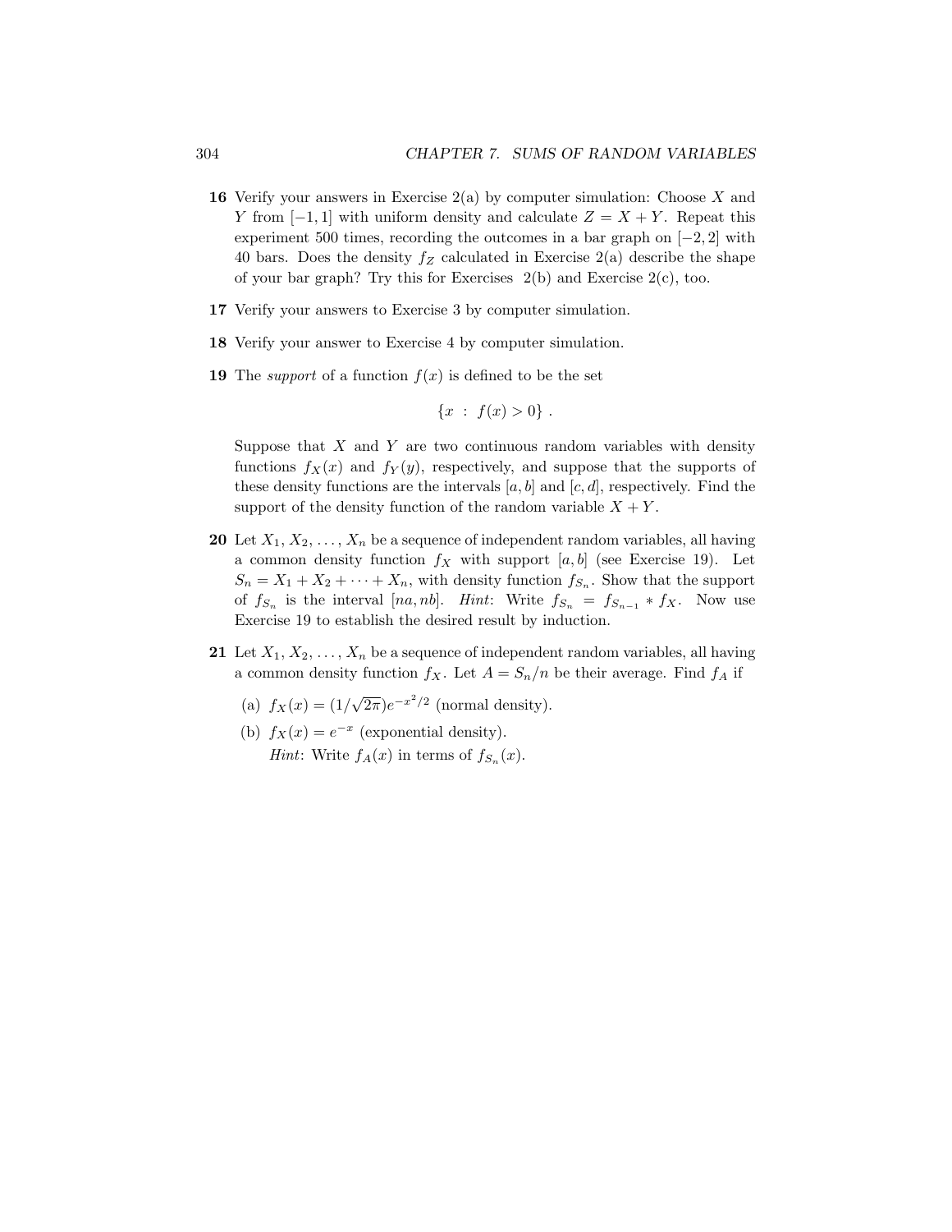**16** Verify your answers in Exercise 2(a) by computer simulation: Choose $X$ and $Y$ from $[-1, 1]$ with uniform density and calculate $Z = X + Y$. Repeat this experiment 500 times, recording the outcomes in a bar graph on $[-2, 2]$ with 40 bars. Does the density $f_Z$ calculated in Exercise 2(a) describe the shape of your bar graph? Try this for Exercises 2(b) and Exercise 2(c), too.

**17** Verify your answers to Exercise 3 by computer simulation.

**18** Verify your answer to Exercise 4 by computer simulation.

**19** The *support* of a function $f(x)$ is defined to be the set

$$\{x \ : \ f(x) > 0\} \ .$$

Suppose that $X$ and $Y$ are two continuous random variables with density functions $f_X(x)$ and $f_Y(y)$, respectively, and suppose that the supports of these density functions are the intervals $[a, b]$ and $[c, d]$, respectively. Find the support of the density function of the random variable $X + Y$.

**20** Let $X_1, X_2, \ldots, X_n$ be a sequence of independent random variables, all having a common density function $f_X$ with support $[a, b]$ (see Exercise 19). Let $S_n = X_1 + X_2 + \cdots + X_n$, with density function $f_{S_n}$. Show that the support of $f_{S_n}$ is the interval $[na, nb]$. *Hint*: Write $f_{S_n} = f_{S_{n-1}} * f_X$. Now use Exercise 19 to establish the desired result by induction.

**21** Let $X_1, X_2, \ldots, X_n$ be a sequence of independent random variables, all having a common density function $f_X$. Let $A = S_n/n$ be their average. Find $f_A$ if

(a) $f_X(x) = (1/\sqrt{2\pi})e^{-x^2/2}$ (normal density).

(b) $f_X(x) = e^{-x}$ (exponential density).
*Hint*: Write $f_A(x)$ in terms of $f_{S_n}(x)$.